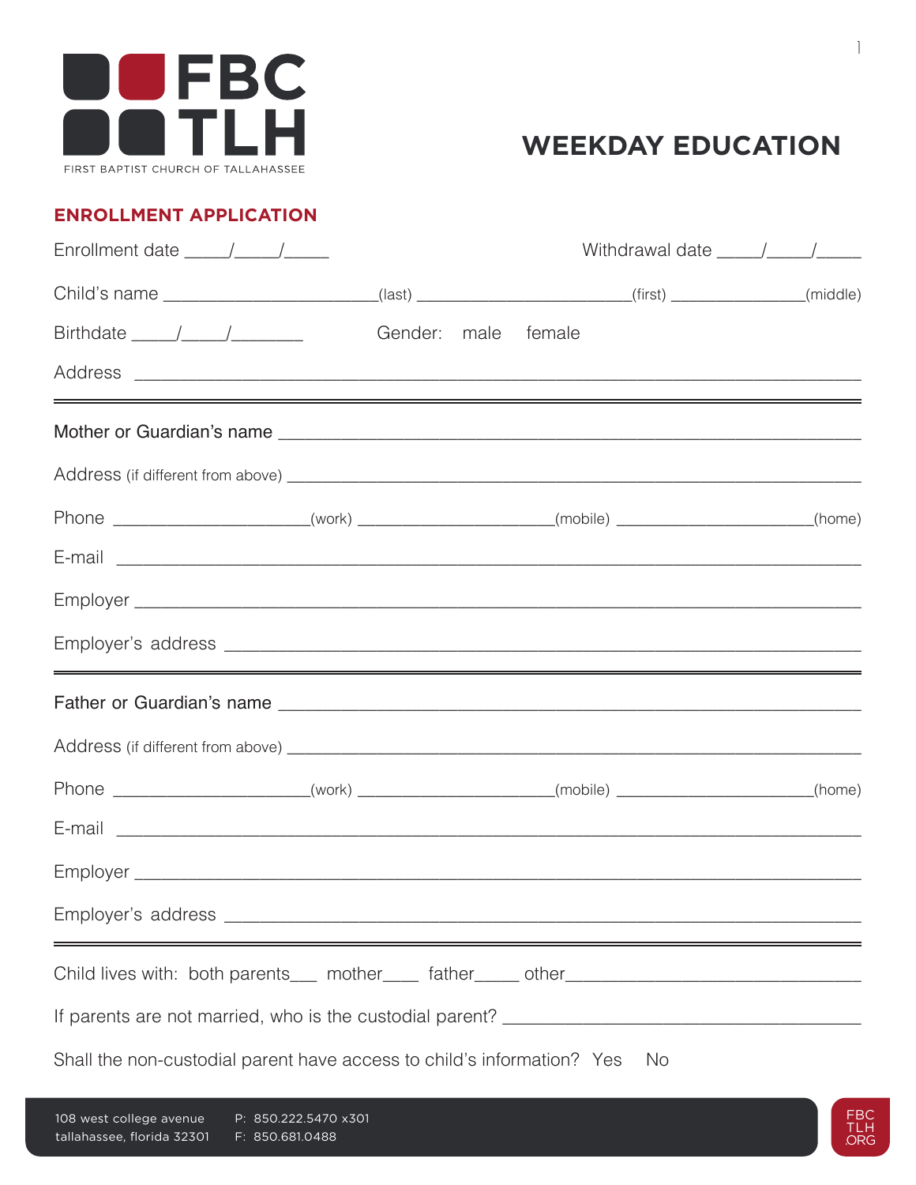FBC TLH

FIRST BAPTIST CHURCH OF TALLAHASSEE

# WEEKDAY EDUCATION

## ENROLLMENT APPLICATION

Enrollment date ____/____/____ Withdrawal date ____/____/____

Child's name ______________________(last) ______________________(first) ______________(middle)

Birthdate ____/____/_______ Gender: male female

Address ______________________________________________________________________

---

Mother or Guardian's name ______________________________________________________

Address (if different from above) __________________________________________________

Phone ____________________(work) ____________________(mobile) ____________________(home)

E-mail _______________________________________________________________________

Employer _____________________________________________________________________

Employer's address _____________________________________________________________

---

Father or Guardian's name ______________________________________________________

Address (if different from above) __________________________________________________

Phone ____________________(work) ____________________(mobile) ____________________(home)

E-mail _______________________________________________________________________

Employer _____________________________________________________________________

Employer's address _____________________________________________________________

---

Child lives with: both parents___ mother____ father_____ other_____________________________

If parents are not married, who is the custodial parent? _____________________________________

Shall the non-custodial parent have access to child's information? Yes No

108 west college avenue
tallahassee, florida 32301

P: 850.222.5470 x301
F: 850.681.0488

FBC TLH .ORG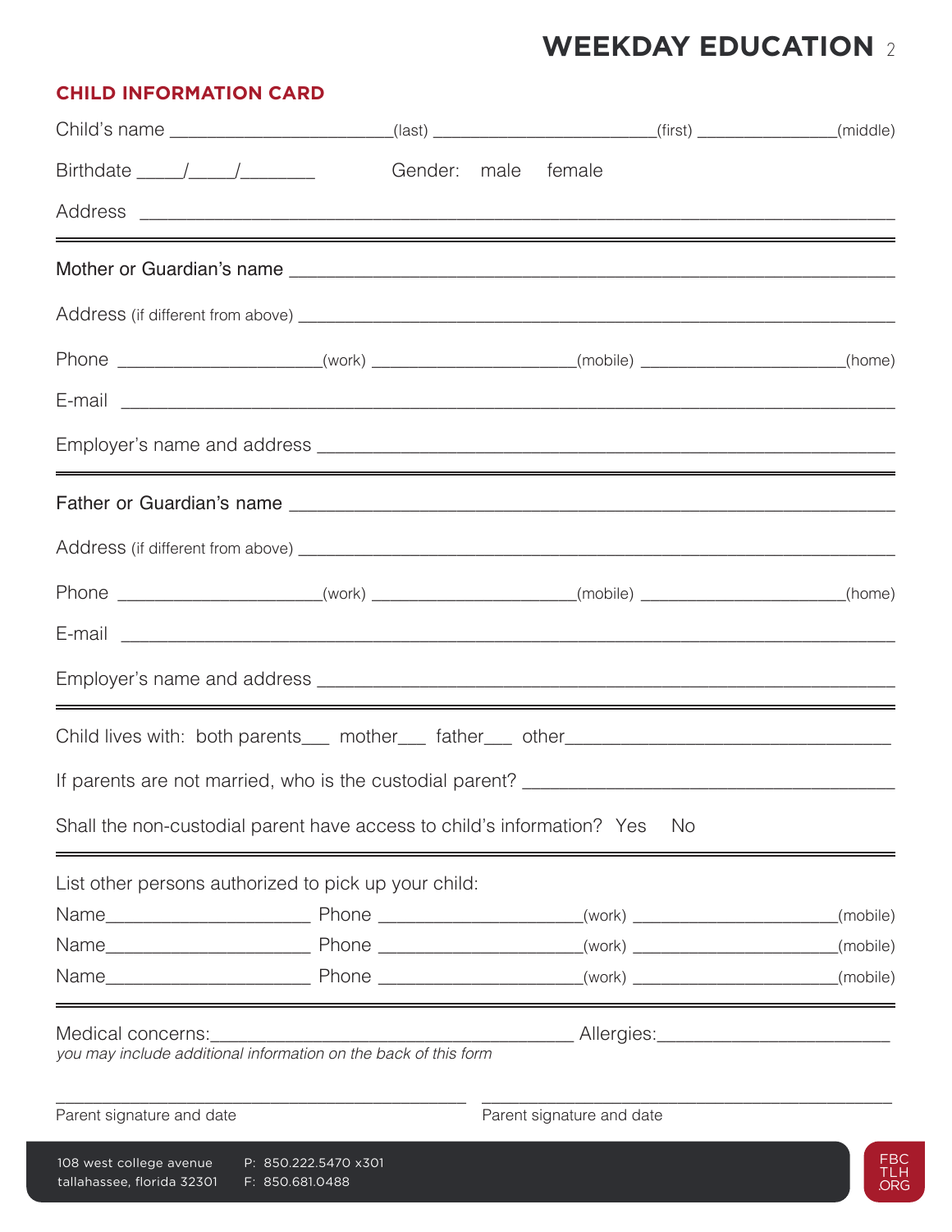# WEEKDAY EDUCATION

## CHILD INFORMATION CARD

Child's name ______________________(last) ______________________(first) ______________(middle)

Birthdate _____/_____/________ Gender: male female

Address ______________________________________________________________________

---

Mother or Guardian's name ______________________________________________________

Address (if different from above) _______________________________________________

Phone ____________________(work) ____________________(mobile) ____________________(home)

E-mail ______________________________________________________________________

Employer's name and address __________________________________________________

---

Father or Guardian's name ______________________________________________________

Address (if different from above) _______________________________________________

Phone ____________________(work) ____________________(mobile) ____________________(home)

E-mail ______________________________________________________________________

Employer's name and address __________________________________________________

---

Child lives with: both parents___ mother___ father___ other______________________________

If parents are not married, who is the custodial parent? ___________________________________

Shall the non-custodial parent have access to child's information? Yes No

---

List other persons authorized to pick up your child:

Name____________________ Phone ____________________(work) ____________________(mobile)

Name____________________ Phone ____________________(work) ____________________(mobile)

Name____________________ Phone ____________________(work) ____________________(mobile)

---

Medical concerns:___________________________________ Allergies:______________________

*you may include additional information on the back of this form*

_________________________________________ _________________________________________

Parent signature and date Parent signature and date

108 west college avenue
tallahassee, florida 32301

P: 850.222.5470 x301
F: 850.681.0488

FBC TLH .ORG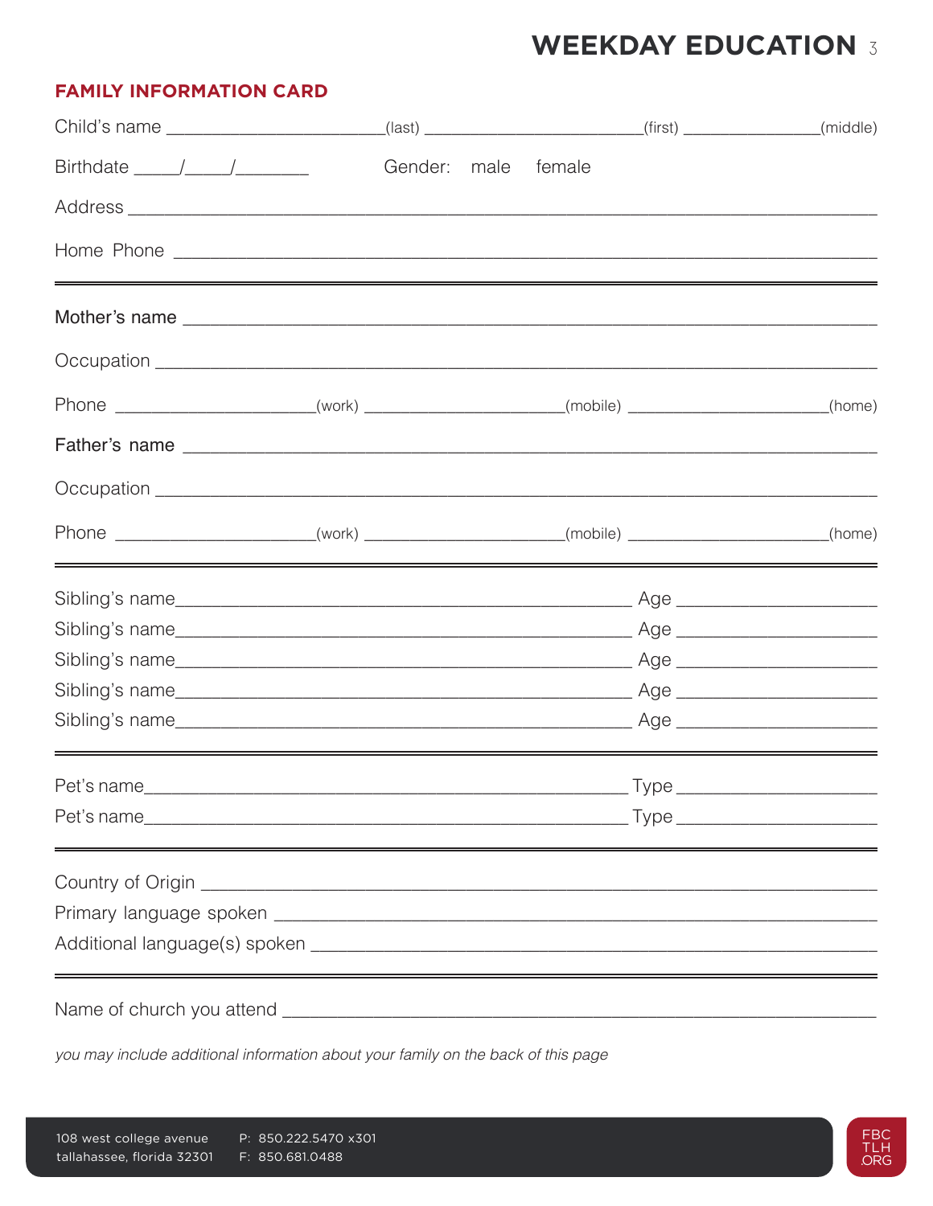## FAMILY INFORMATION CARD

Child's name _______________________(last) _______________________(first) _______________(middle)

Birthdate _____/_____/________ Gender: male female

Address ______________________________________________________________________

Home Phone ___________________________________________________________________

---

Mother's name _________________________________________________________________

Occupation ____________________________________________________________________

Phone _____________________(work) _____________________(mobile) _____________________(home)

Father's name _________________________________________________________________

Occupation ____________________________________________________________________

Phone _____________________(work) _____________________(mobile) _____________________(home)

---

Sibling's name_______________________________________________ Age _____________________

Sibling's name_______________________________________________ Age _____________________

Sibling's name_______________________________________________ Age _____________________

Sibling's name_______________________________________________ Age _____________________

Sibling's name_______________________________________________ Age _____________________

---

Pet's name__________________________________________________ Type ____________________

Pet's name__________________________________________________ Type ____________________

---

Country of Origin _______________________________________________________________

Primary language spoken _________________________________________________________

Additional language(s) spoken _____________________________________________________

---

Name of church you attend _______________________________________________________

*you may include additional information about your family on the back of this page*

108 west college avenue
tallahassee, florida 32301

P: 850.222.5470 x301
F: 850.681.0488

FBC TLH .ORG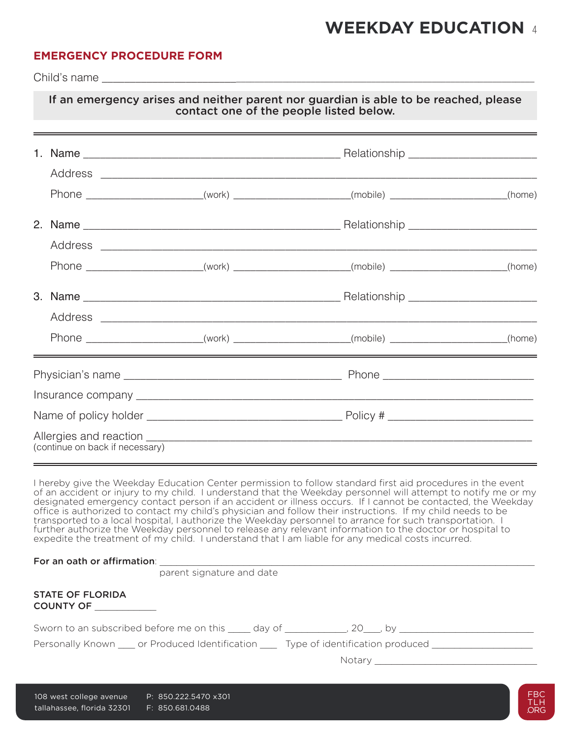## EMERGENCY PROCEDURE FORM

Child's name ___________________________________________________________________

**If an emergency arises and neither parent nor guardian is able to be reached, please contact one of the people listed below.**

---

1. Name ____________________________________________ Relationship ______________________

   Address ___________________________________________________________________________

   Phone ____________________(work) ____________________(mobile) ____________________(home)

2. Name ____________________________________________ Relationship ______________________

   Address ___________________________________________________________________________

   Phone ____________________(work) ____________________(mobile) ____________________(home)

3. Name ____________________________________________ Relationship ______________________

   Address ___________________________________________________________________________

   Phone ____________________(work) ____________________(mobile) ____________________(home)

---

Physician's name ______________________________________ Phone __________________________

Insurance company ___________________________________________________________________

Name of policy holder __________________________________ Policy # ________________________

Allergies and reaction ________________________________________________________________
(continue on back if necessary)

---

I hereby give the Weekday Education Center permission to follow standard first aid procedures in the event of an accident or injury to my child. I understand that the Weekday personnel will attempt to notify me or my designated emergency contact person if an accident or illness occurs. If I cannot be contacted, the Weekday office is authorized to contact my child's physician and follow their instructions. If my child needs to be transported to a local hospital, I authorize the Weekday personnel to arrance for such transportation. I further authorize the Weekday personnel to release any relevant information to the doctor or hospital to expedite the treatment of my child. I understand that I am liable for any medical costs incurred.

**For an oath or affirmation**: ____________________________________________________________
parent signature and date

**STATE OF FLORIDA**
**COUNTY OF** ____________

Sworn to an subscribed before me on this _____ day of ____________, 20___, by __________________________

Personally Known ____ or Produced Identification ____ Type of identification produced ____________________

Notary ________________________________

108 west college avenue
tallahassee, florida 32301

P: 850.222.5470 x301
F: 850.681.0488

FBC TLH .ORG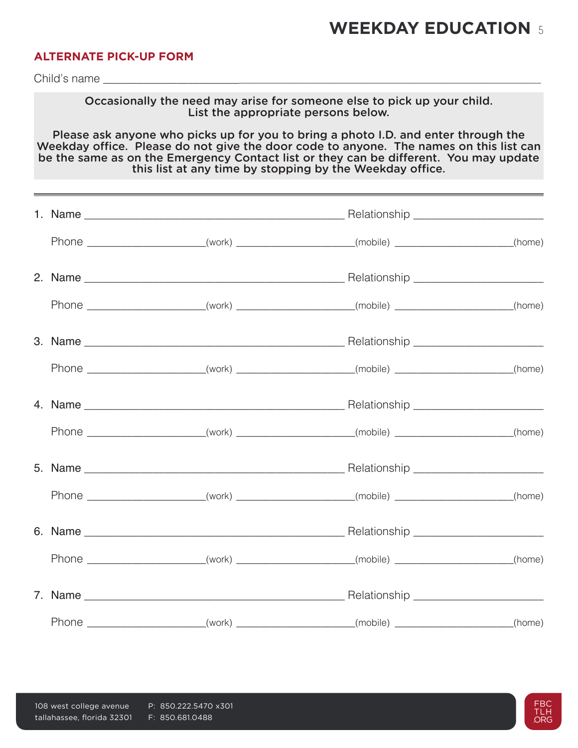## ALTERNATE PICK-UP FORM

Child's name ____________________________________________________________________

**Occasionally the need may arise for someone else to pick up your child. List the appropriate persons below.**

**Please ask anyone who picks up for you to bring a photo I.D. and enter through the Weekday office. Please do not give the door code to anyone. The names on this list can be the same as on the Emergency Contact list or they can be different. You may update this list at any time by stopping by the Weekday office.**

---

1. Name ____________________________________________ Relationship ______________________

   Phone ____________________(work) ____________________(mobile) ____________________(home)

2. Name ____________________________________________ Relationship ______________________

   Phone ____________________(work) ____________________(mobile) ____________________(home)

3. Name ____________________________________________ Relationship ______________________

   Phone ____________________(work) ____________________(mobile) ____________________(home)

4. Name ____________________________________________ Relationship ______________________

   Phone ____________________(work) ____________________(mobile) ____________________(home)

5. Name ____________________________________________ Relationship ______________________

   Phone ____________________(work) ____________________(mobile) ____________________(home)

6. Name ____________________________________________ Relationship ______________________

   Phone ____________________(work) ____________________(mobile) ____________________(home)

7. Name ____________________________________________ Relationship ______________________

   Phone ____________________(work) ____________________(mobile) ____________________(home)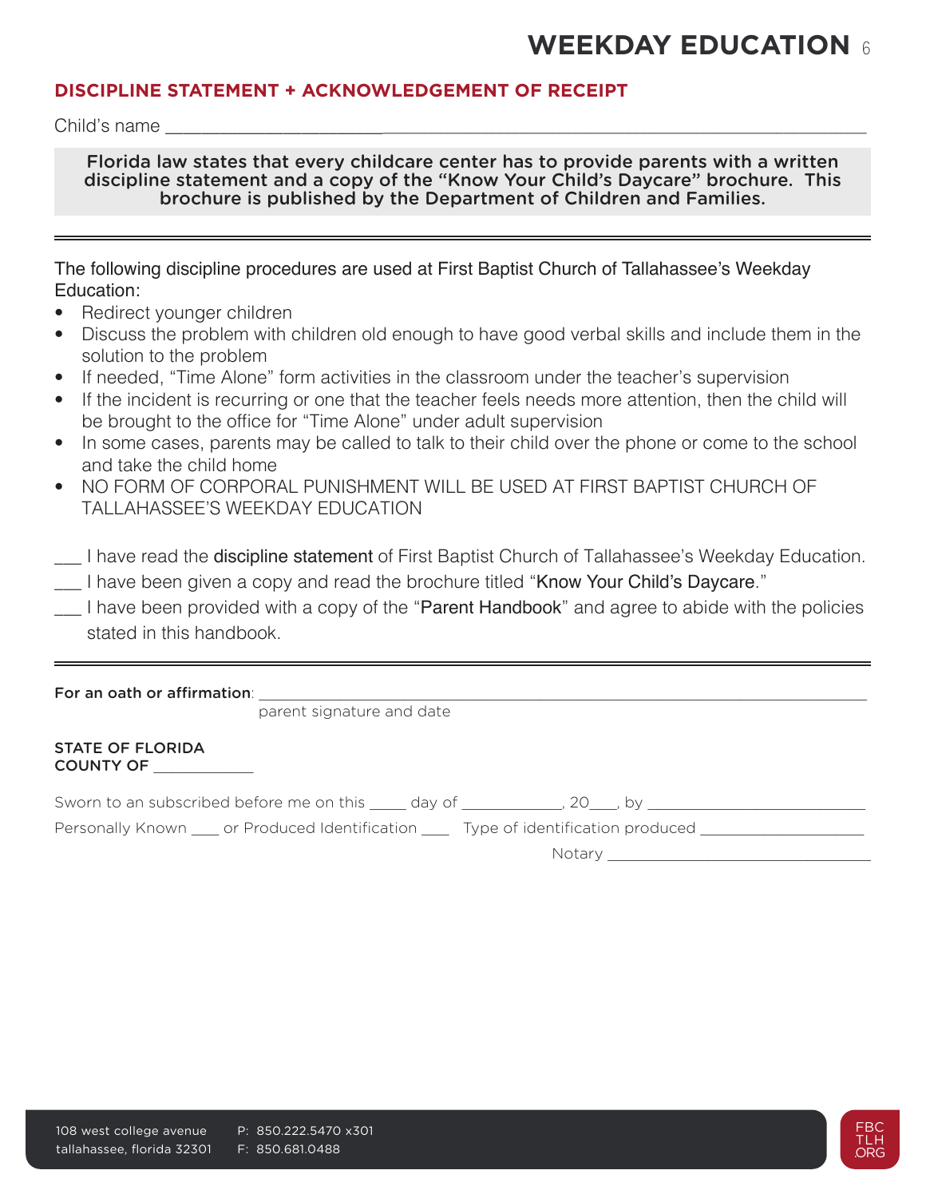## DISCIPLINE STATEMENT + ACKNOWLEDGEMENT OF RECEIPT

Child's name ___________________________________________________________________________

**Florida law states that every childcare center has to provide parents with a written discipline statement and a copy of the "Know Your Child's Daycare" brochure. This brochure is published by the Department of Children and Families.**

---

The following discipline procedures are used at First Baptist Church of Tallahassee's Weekday Education:

- Redirect younger children
- Discuss the problem with children old enough to have good verbal skills and include them in the solution to the problem
- If needed, "Time Alone" form activities in the classroom under the teacher's supervision
- If the incident is recurring or one that the teacher feels needs more attention, then the child will be brought to the office for "Time Alone" under adult supervision
- In some cases, parents may be called to talk to their child over the phone or come to the school and take the child home
- NO FORM OF CORPORAL PUNISHMENT WILL BE USED AT FIRST BAPTIST CHURCH OF TALLAHASSEE'S WEEKDAY EDUCATION

___ I have read the discipline statement of First Baptist Church of Tallahassee's Weekday Education.

___ I have been given a copy and read the brochure titled "Know Your Child's Daycare."

___ I have been provided with a copy of the "Parent Handbook" and agree to abide with the policies stated in this handbook.

---

For an oath or affirmation: ___________________________________________________________
parent signature and date

STATE OF FLORIDA
COUNTY OF ___________

Sworn to an subscribed before me on this ____ day of ___________, 20___, by _________________________

Personally Known ___ or Produced Identification ___ Type of identification produced __________________

Notary ______________________________

108 west college avenue
tallahassee, florida 32301

P: 850.222.5470 x301
F: 850.681.0488

FBC TLH .ORG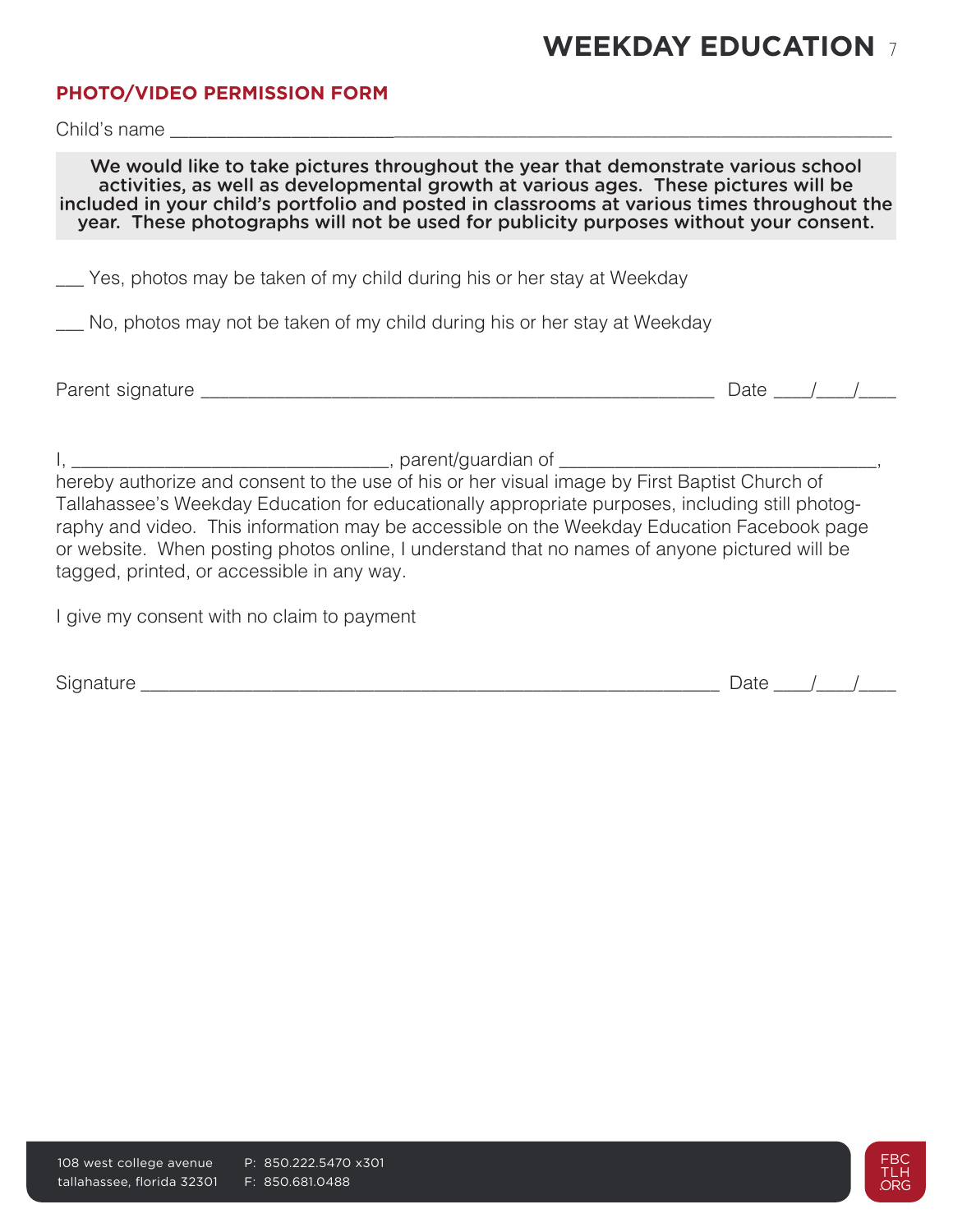## PHOTO/VIDEO PERMISSION FORM

Child's name ____________________________________________________________________________

**We would like to take pictures throughout the year that demonstrate various school activities, as well as developmental growth at various ages. These pictures will be included in your child's portfolio and posted in classrooms at various times throughout the year. These photographs will not be used for publicity purposes without your consent.**

___ Yes, photos may be taken of my child during his or her stay at Weekday

___ No, photos may not be taken of my child during his or her stay at Weekday

Parent signature ____________________________________________________ Date ____/____/____

I, ________________________________, parent/guardian of ________________________________, hereby authorize and consent to the use of his or her visual image by First Baptist Church of Tallahassee's Weekday Education for educationally appropriate purposes, including still photography and video. This information may be accessible on the Weekday Education Facebook page or website. When posting photos online, I understand that no names of anyone pictured will be tagged, printed, or accessible in any way.

I give my consent with no claim to payment

Signature ____________________________________________________________ Date ____/____/____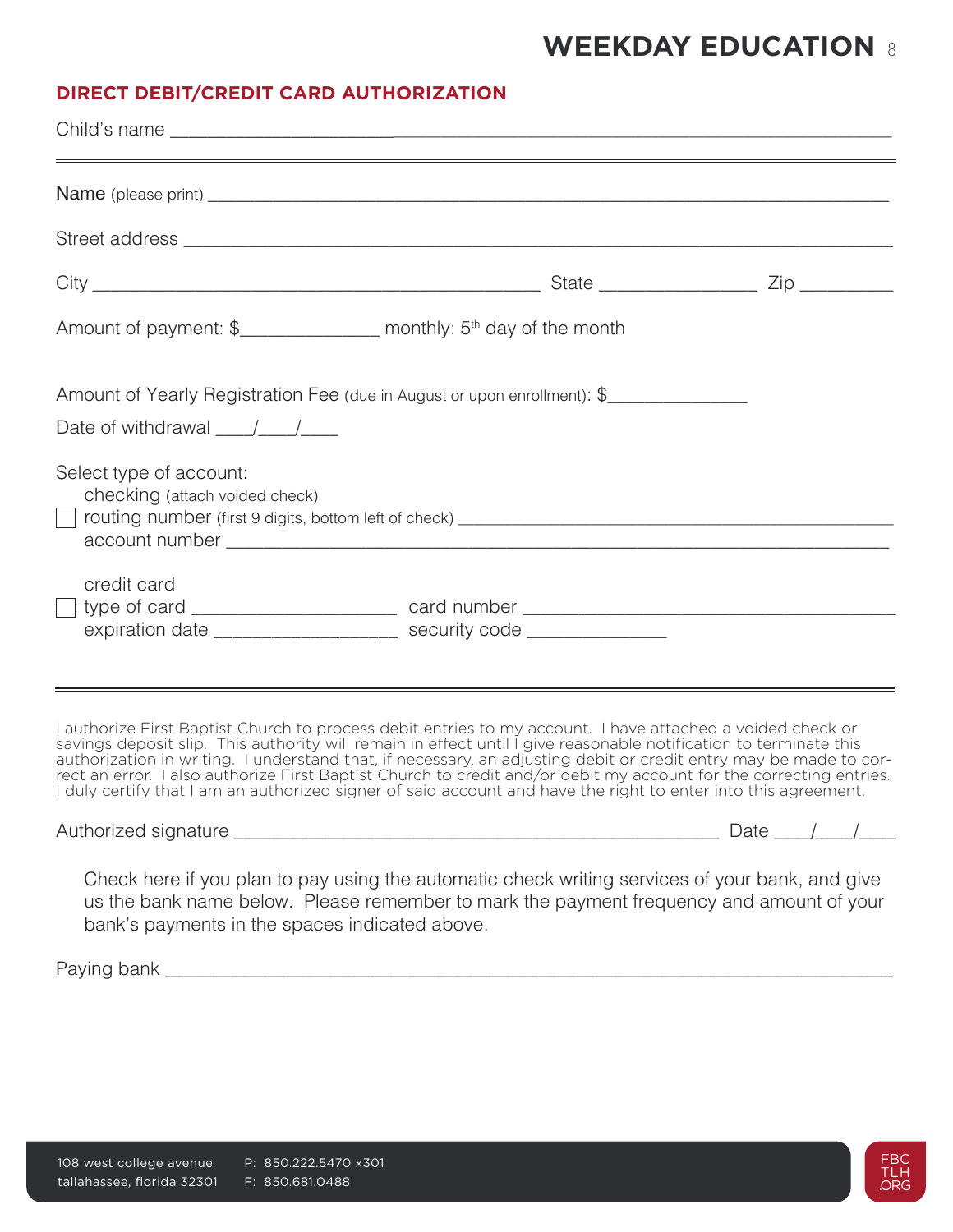# WEEKDAY EDUCATION

## DIRECT DEBIT/CREDIT CARD AUTHORIZATION

Child's name ____________________________________________________________

---

Name (please print) ____________________________________________________________

Street address ____________________________________________________________

City ________________________________________ State ______________ Zip ________

Amount of payment: $_____________ monthly: 5th day of the month

Amount of Yearly Registration Fee (due in August or upon enrollment): $_____________

Date of withdrawal ___/___/___

Select type of account:

☐ checking (attach voided check)
routing number (first 9 digits, bottom left of check) ________________________________________
account number ____________________________________________________________

☐ credit card
type of card __________________ card number ____________________________________
expiration date ________________ security code ____________

---

I authorize First Baptist Church to process debit entries to my account. I have attached a voided check or savings deposit slip. This authority will remain in effect until I give reasonable notification to terminate this authorization in writing. I understand that, if necessary, an adjusting debit or credit entry may be made to correct an error. I also authorize First Baptist Church to credit and/or debit my account for the correcting entries. I duly certify that I am an authorized signer of said account and have the right to enter into this agreement.

Authorized signature ______________________________________________ Date ___/___/___

Check here if you plan to pay using the automatic check writing services of your bank, and give us the bank name below. Please remember to mark the payment frequency and amount of your bank's payments in the spaces indicated above.

Paying bank ____________________________________________________________

108 west college avenue
tallahassee, florida 32301

P: 850.222.5470 x301
F: 850.681.0488

FBC TLH .ORG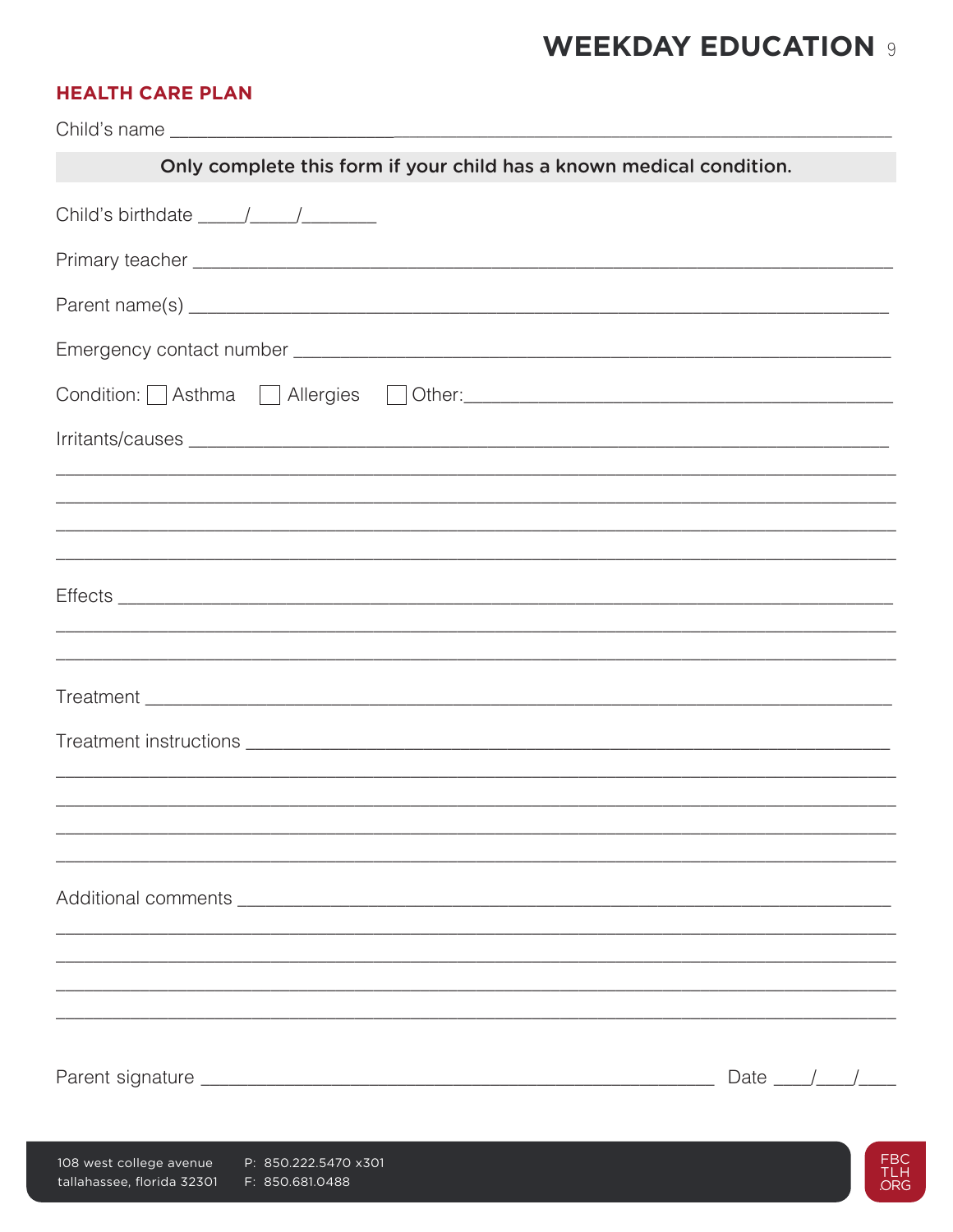## HEALTH CARE PLAN

Child's name ______________________________________________________________

**Only complete this form if your child has a known medical condition.**

Child's birthdate _____/_____/_______

Primary teacher ______________________________________________________________

Parent name(s) ______________________________________________________________

Emergency contact number ______________________________________________________

Condition: ☐ Asthma ☐ Allergies ☐ Other:___________________________________

Irritants/causes ______________________________________________________________

______________________________________________________________________________

______________________________________________________________________________

______________________________________________________________________________

______________________________________________________________________________

Effects ______________________________________________________________________

______________________________________________________________________________

______________________________________________________________________________

Treatment ____________________________________________________________________

Treatment instructions _________________________________________________________

______________________________________________________________________________

______________________________________________________________________________

______________________________________________________________________________

______________________________________________________________________________

Additional comments ___________________________________________________________

______________________________________________________________________________

______________________________________________________________________________

______________________________________________________________________________

______________________________________________________________________________

Parent signature _____________________________________________ Date ____/____/____

108 west college avenue
tallahassee, florida 32301

P: 850.222.5470 x301
F: 850.681.0488

FBC TLH .ORG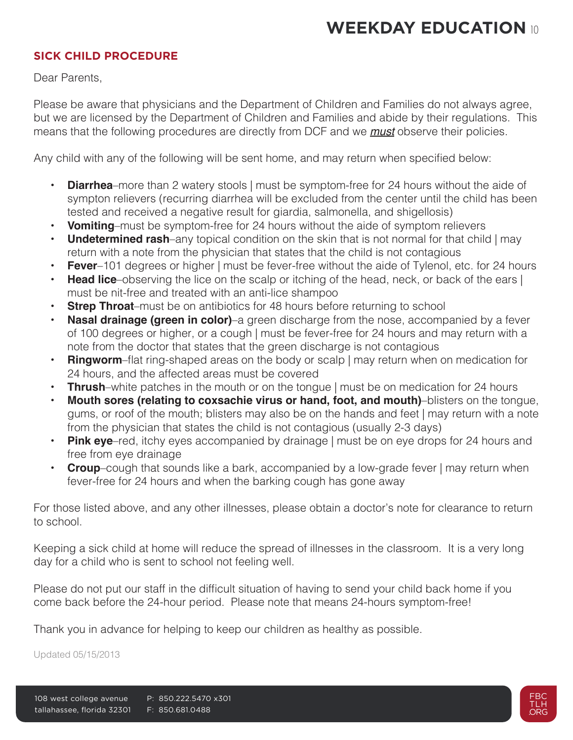## SICK CHILD PROCEDURE

Dear Parents,

Please be aware that physicians and the Department of Children and Families do not always agree, but we are licensed by the Department of Children and Families and abide by their regulations. This means that the following procedures are directly from DCF and we ***must*** observe their policies.

Any child with any of the following will be sent home, and may return when specified below:

- **Diarrhea**–more than 2 watery stools | must be symptom-free for 24 hours without the aide of sympton relievers (recurring diarrhea will be excluded from the center until the child has been tested and received a negative result for giardia, salmonella, and shigellosis)
- **Vomiting**–must be symptom-free for 24 hours without the aide of symptom relievers
- **Undetermined rash**–any topical condition on the skin that is not normal for that child | may return with a note from the physician that states that the child is not contagious
- **Fever**–101 degrees or higher | must be fever-free without the aide of Tylenol, etc. for 24 hours
- **Head lice**–observing the lice on the scalp or itching of the head, neck, or back of the ears | must be nit-free and treated with an anti-lice shampoo
- **Strep Throat**–must be on antibiotics for 48 hours before returning to school
- **Nasal drainage (green in color)**–a green discharge from the nose, accompanied by a fever of 100 degrees or higher, or a cough | must be fever-free for 24 hours and may return with a note from the doctor that states that the green discharge is not contagious
- **Ringworm**–flat ring-shaped areas on the body or scalp | may return when on medication for 24 hours, and the affected areas must be covered
- **Thrush**–white patches in the mouth or on the tongue | must be on medication for 24 hours
- **Mouth sores (relating to coxsachie virus or hand, foot, and mouth)**–blisters on the tongue, gums, or roof of the mouth; blisters may also be on the hands and feet | may return with a note from the physician that states the child is not contagious (usually 2-3 days)
- **Pink eye**–red, itchy eyes accompanied by drainage | must be on eye drops for 24 hours and free from eye drainage
- **Croup**–cough that sounds like a bark, accompanied by a low-grade fever | may return when fever-free for 24 hours and when the barking cough has gone away

For those listed above, and any other illnesses, please obtain a doctor's note for clearance to return to school.

Keeping a sick child at home will reduce the spread of illnesses in the classroom. It is a very long day for a child who is sent to school not feeling well.

Please do not put our staff in the difficult situation of having to send your child back home if you come back before the 24-hour period. Please note that means 24-hours symptom-free!

Thank you in advance for helping to keep our children as healthy as possible.

Updated 05/15/2013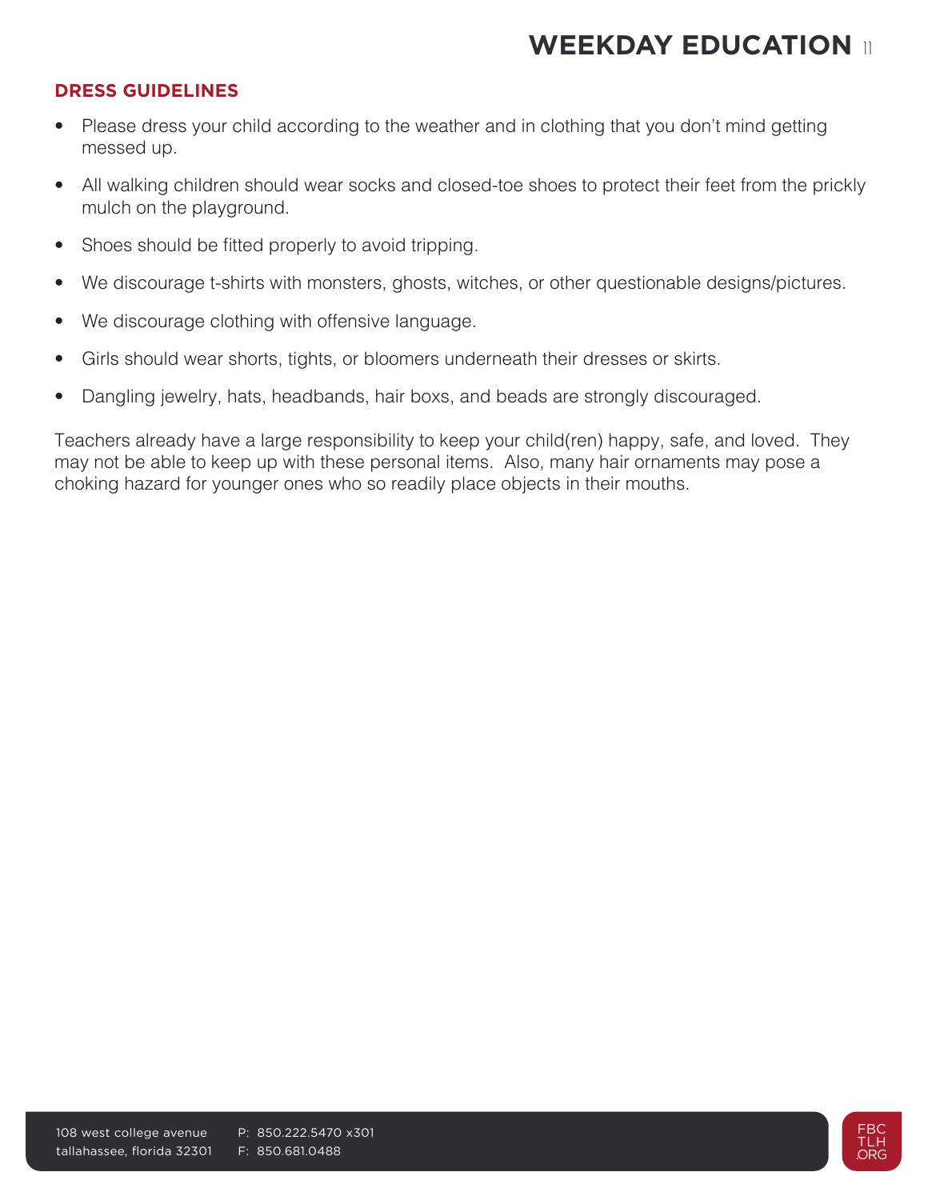## DRESS GUIDELINES

- Please dress your child according to the weather and in clothing that you don't mind getting messed up.
- All walking children should wear socks and closed-toe shoes to protect their feet from the prickly mulch on the playground.
- Shoes should be fitted properly to avoid tripping.
- We discourage t-shirts with monsters, ghosts, witches, or other questionable designs/pictures.
- We discourage clothing with offensive language.
- Girls should wear shorts, tights, or bloomers underneath their dresses or skirts.
- Dangling jewelry, hats, headbands, hair boxs, and beads are strongly discouraged.

Teachers already have a large responsibility to keep your child(ren) happy, safe, and loved. They may not be able to keep up with these personal items. Also, many hair ornaments may pose a choking hazard for younger ones who so readily place objects in their mouths.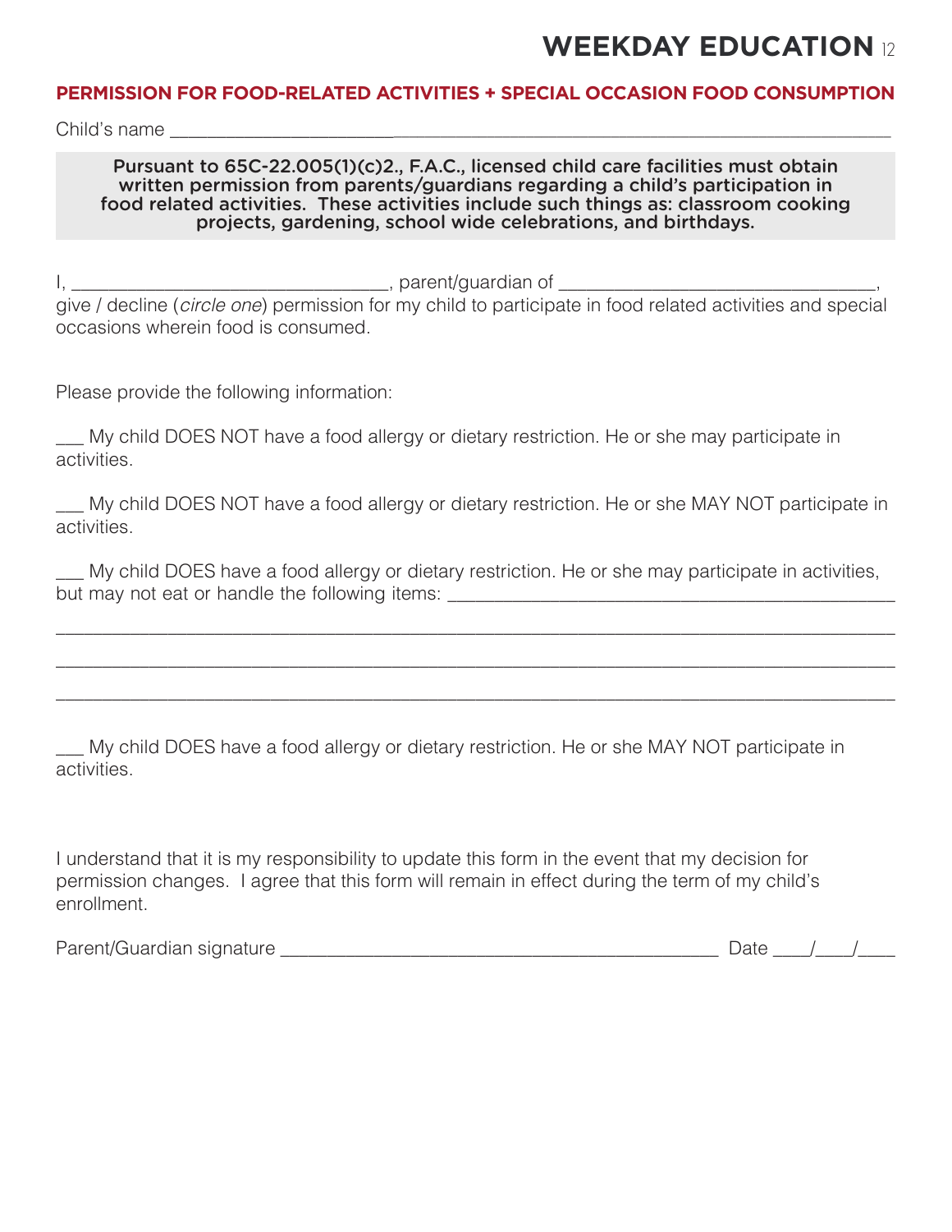## PERMISSION FOR FOOD-RELATED ACTIVITIES + SPECIAL OCCASION FOOD CONSUMPTION

Child's name ______________________________________________________________________________

**Pursuant to 65C-22.005(1)(c)2., F.A.C., licensed child care facilities must obtain written permission from parents/guardians regarding a child's participation in food related activities. These activities include such things as: classroom cooking projects, gardening, school wide celebrations, and birthdays.**

I, _______________________________, parent/guardian of _______________________________, give / decline (*circle one*) permission for my child to participate in food related activities and special occasions wherein food is consumed.

Please provide the following information:

___ My child DOES NOT have a food allergy or dietary restriction. He or she may participate in activities.

___ My child DOES NOT have a food allergy or dietary restriction. He or she MAY NOT participate in activities.

___ My child DOES have a food allergy or dietary restriction. He or she may participate in activities, but may not eat or handle the following items: ____________________________________

_____________________________________________________________________________________

_____________________________________________________________________________________

_____________________________________________________________________________________

___ My child DOES have a food allergy or dietary restriction. He or she MAY NOT participate in activities.

I understand that it is my responsibility to update this form in the event that my decision for permission changes. I agree that this form will remain in effect during the term of my child's enrollment.

Parent/Guardian signature ____________________________________________ Date ____/____/____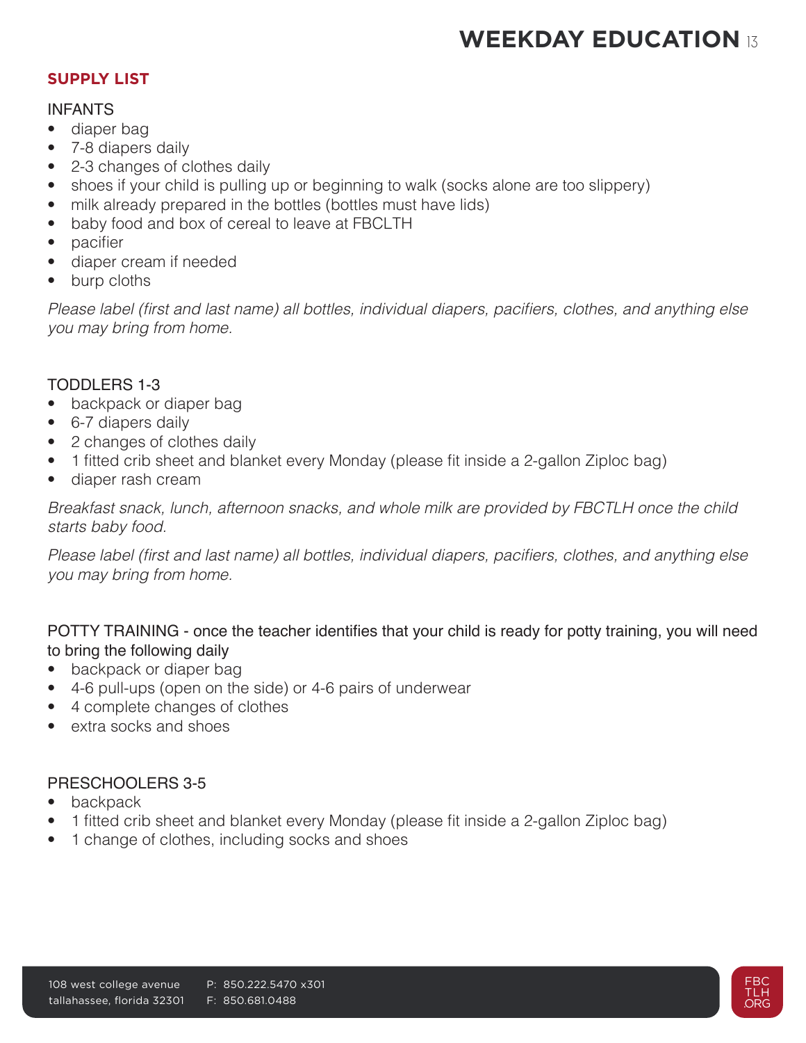## SUPPLY LIST

### INFANTS

- diaper bag
- 7-8 diapers daily
- 2-3 changes of clothes daily
- shoes if your child is pulling up or beginning to walk (socks alone are too slippery)
- milk already prepared in the bottles (bottles must have lids)
- baby food and box of cereal to leave at FBCLTH
- pacifier
- diaper cream if needed
- burp cloths

*Please label (first and last name) all bottles, individual diapers, pacifiers, clothes, and anything else you may bring from home.*

### TODDLERS 1-3

- backpack or diaper bag
- 6-7 diapers daily
- 2 changes of clothes daily
- 1 fitted crib sheet and blanket every Monday (please fit inside a 2-gallon Ziploc bag)
- diaper rash cream

*Breakfast snack, lunch, afternoon snacks, and whole milk are provided by FBCTLH once the child starts baby food.*

*Please label (first and last name) all bottles, individual diapers, pacifiers, clothes, and anything else you may bring from home.*

### POTTY TRAINING - once the teacher identifies that your child is ready for potty training, you will need to bring the following daily

- backpack or diaper bag
- 4-6 pull-ups (open on the side) or 4-6 pairs of underwear
- 4 complete changes of clothes
- extra socks and shoes

### PRESCHOOLERS 3-5

- backpack
- 1 fitted crib sheet and blanket every Monday (please fit inside a 2-gallon Ziploc bag)
- 1 change of clothes, including socks and shoes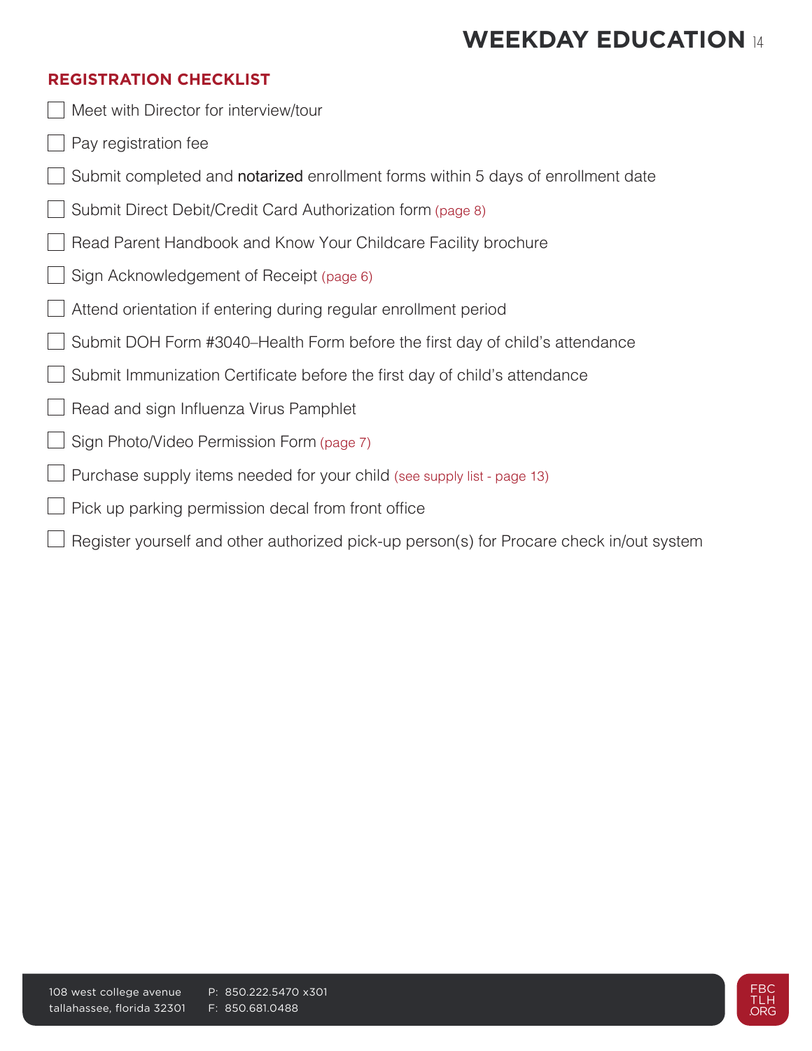## REGISTRATION CHECKLIST

- [ ] Meet with Director for interview/tour
- [ ] Pay registration fee
- [ ] Submit completed and **notarized** enrollment forms within 5 days of enrollment date
- [ ] Submit Direct Debit/Credit Card Authorization form (page 8)
- [ ] Read Parent Handbook and Know Your Childcare Facility brochure
- [ ] Sign Acknowledgement of Receipt (page 6)
- [ ] Attend orientation if entering during regular enrollment period
- [ ] Submit DOH Form #3040–Health Form before the first day of child's attendance
- [ ] Submit Immunization Certificate before the first day of child's attendance
- [ ] Read and sign Influenza Virus Pamphlet
- [ ] Sign Photo/Video Permission Form (page 7)
- [ ] Purchase supply items needed for your child (see supply list - page 13)
- [ ] Pick up parking permission decal from front office
- [ ] Register yourself and other authorized pick-up person(s) for Procare check in/out system